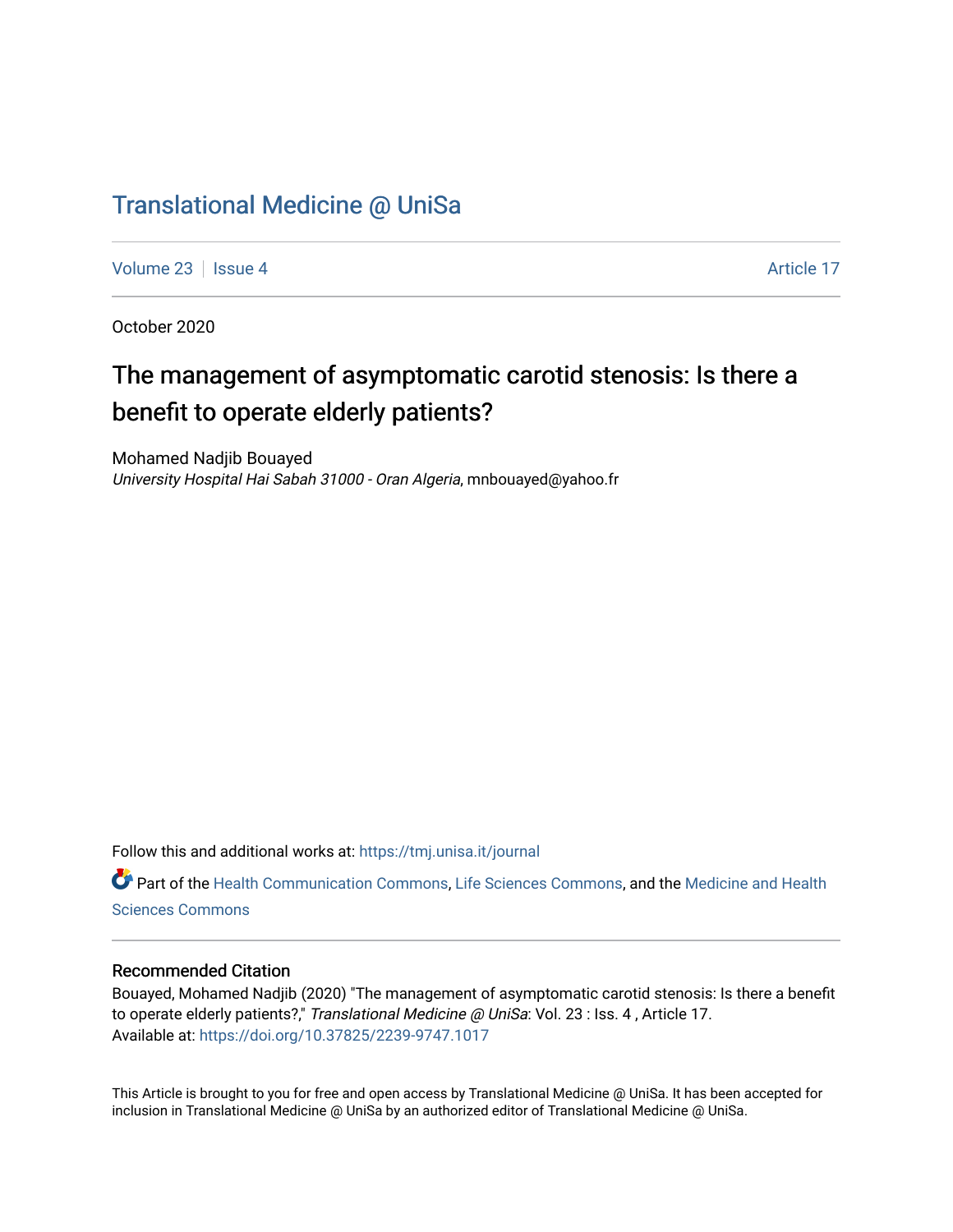# Translational Medicine @ UniSa

Volume 23 | Issue 4 | Article 17

October 2020

## The management of asymptomatic carotid stenosis: Is there a benefit to operate elderly patients?

Mohamed Nadjib Bouayed
*University Hospital Hai Sabah 31000 - Oran Algeria*, mnbouayed@yahoo.fr

Follow this and additional works at: https://tmj.unisa.it/journal

Part of the Health Communication Commons, Life Sciences Commons, and the Medicine and Health Sciences Commons

### Recommended Citation

Bouayed, Mohamed Nadjib (2020) "The management of asymptomatic carotid stenosis: Is there a benefit to operate elderly patients?," *Translational Medicine @ UniSa*: Vol. 23 : Iss. 4 , Article 17.
Available at: https://doi.org/10.37825/2239-9747.1017

This Article is brought to you for free and open access by Translational Medicine @ UniSa. It has been accepted for inclusion in Translational Medicine @ UniSa by an authorized editor of Translational Medicine @ UniSa.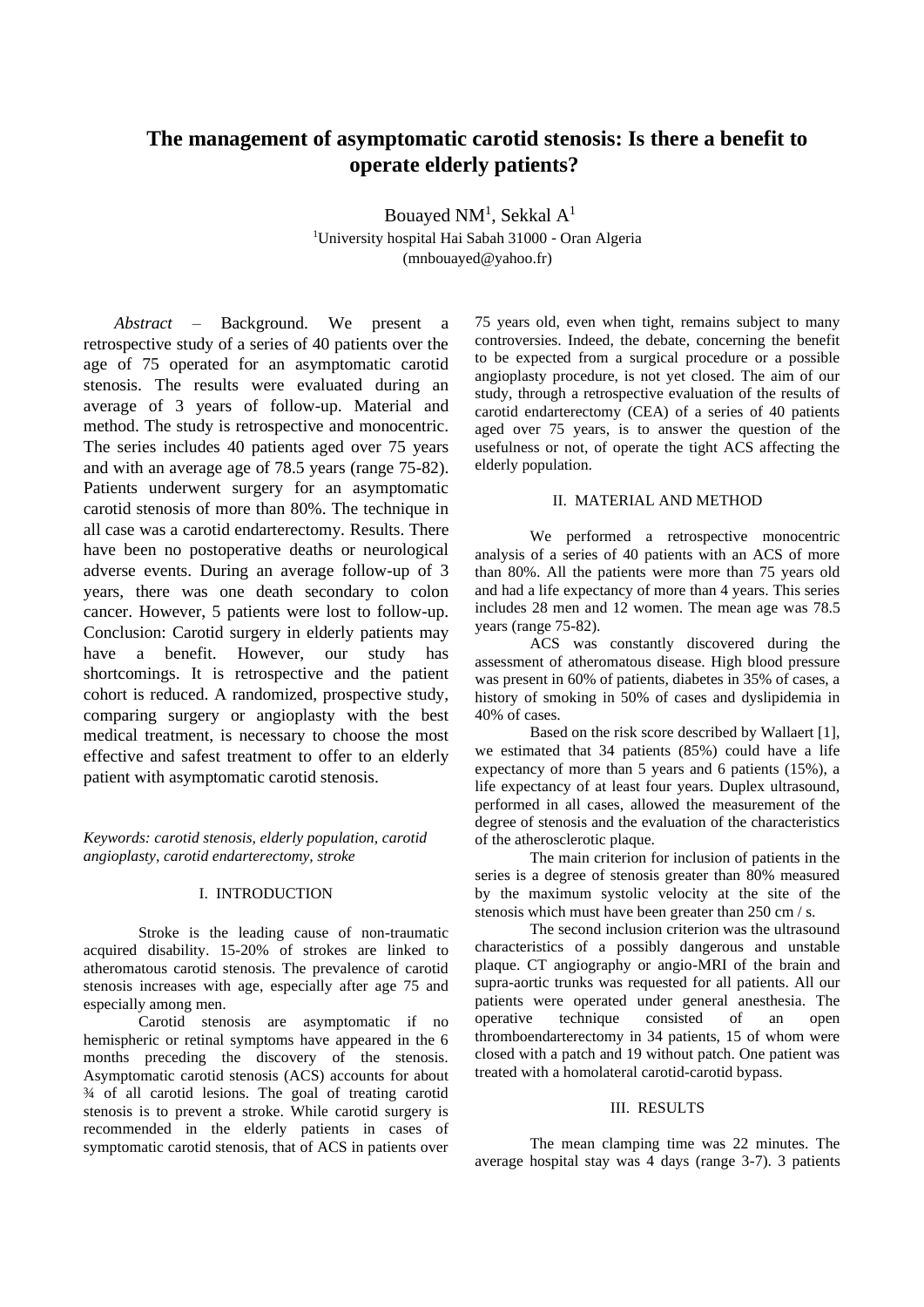# The management of asymptotic carotid stenosis: Is there a benefit to operate elderly patients?

Bouayed NM[1], Sekkal A[1]

[1]University hospital Hai Sabah 31000 - Oran Algeria
(mnbouayed@yahoo.fr)

*Abstract* – Background. We present a retrospective study of a series of 40 patients over the age of 75 operated for an asymptomatic carotid stenosis. The results were evaluated during an average of 3 years of follow-up. Material and method. The study is retrospective and monocentric. The series includes 40 patients aged over 75 years and with an average age of 78.5 years (range 75-82). Patients underwent surgery for an asymptomatic carotid stenosis of more than 80%. The technique in all case was a carotid endarterectomy. Results. There have been no postoperative deaths or neurological adverse events. During an average follow-up of 3 years, there was one death secondary to colon cancer. However, 5 patients were lost to follow-up. Conclusion: Carotid surgery in elderly patients may have a benefit. However, our study has shortcomings. It is retrospective and the patient cohort is reduced. A randomized, prospective study, comparing surgery or angioplasty with the best medical treatment, is necessary to choose the most effective and safest treatment to offer to an elderly patient with asymptomatic carotid stenosis.

*Keywords: carotid stenosis, elderly population, carotid angioplasty, carotid endarterectomy, stroke*

## I. INTRODUCTION

Stroke is the leading cause of non-traumatic acquired disability. 15-20% of strokes are linked to atheromatous carotid stenosis. The prevalence of carotid stenosis increases with age, especially after age 75 and especially among men.

Carotid stenosis are asymptomatic if no hemispheric or retinal symptoms have appeared in the 6 months preceding the discovery of the stenosis. Asymptomatic carotid stenosis (ACS) accounts for about ¾ of all carotid lesions. The goal of treating carotid stenosis is to prevent a stroke. While carotid surgery is recommended in the elderly patients in cases of symptomatic carotid stenosis, that of ACS in patients over 75 years old, even when tight, remains subject to many controversies. Indeed, the debate, concerning the benefit to be expected from a surgical procedure or a possible angioplasty procedure, is not yet closed. The aim of our study, through a retrospective evaluation of the results of carotid endarterectomy (CEA) of a series of 40 patients aged over 75 years, is to answer the question of the usefulness or not, of operate the tight ACS affecting the elderly population.

## II. MATERIAL AND METHOD

We performed a retrospective monocentric analysis of a series of 40 patients with an ACS of more than 80%. All the patients were more than 75 years old and had a life expectancy of more than 4 years. This series includes 28 men and 12 women. The mean age was 78.5 years (range 75-82).

ACS was constantly discovered during the assessment of atheromatous disease. High blood pressure was present in 60% of patients, diabetes in 35% of cases, a history of smoking in 50% of cases and dyslipidemia in 40% of cases.

Based on the risk score described by Wallaert [1], we estimated that 34 patients (85%) could have a life expectancy of more than 5 years and 6 patients (15%), a life expectancy of at least four years. Duplex ultrasound, performed in all cases, allowed the measurement of the degree of stenosis and the evaluation of the characteristics of the atherosclerotic plaque.

The main criterion for inclusion of patients in the series is a degree of stenosis greater than 80% measured by the maximum systolic velocity at the site of the stenosis which must have been greater than 250 cm / s.

The second inclusion criterion was the ultrasound characteristics of a possibly dangerous and unstable plaque. CT angiography or angio-MRI of the brain and supra-aortic trunks was requested for all patients. All our patients were operated under general anesthesia. The operative technique consisted of an open thromboendarterectomy in 34 patients, 15 of whom were closed with a patch and 19 without patch. One patient was treated with a homolateral carotid-carotid bypass.

## III. RESULTS

The mean clamping time was 22 minutes. The average hospital stay was 4 days (range 3-7). 3 patients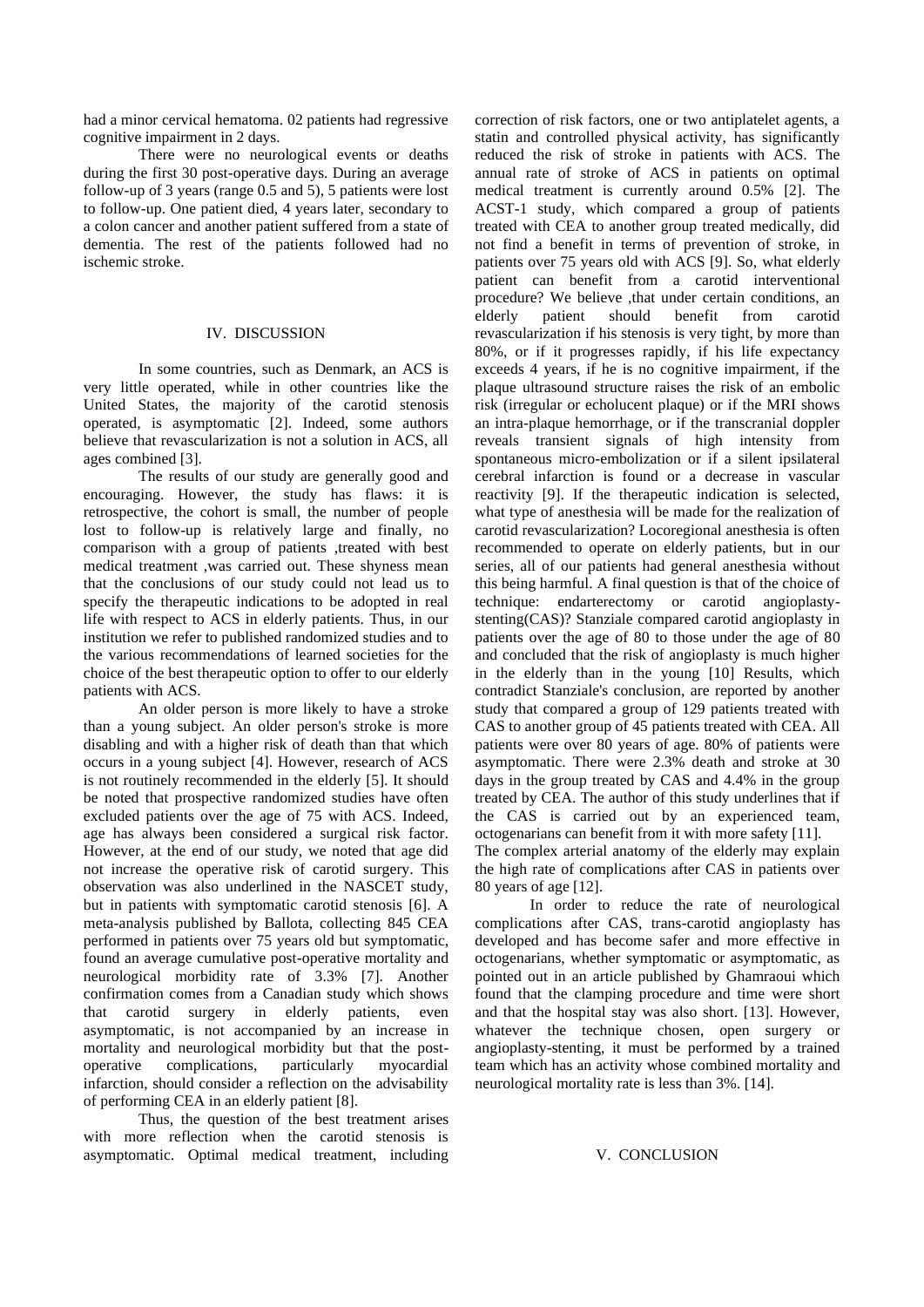had a minor cervical hematoma. 02 patients had regressive cognitive impairment in 2 days.

There were no neurological events or deaths during the first 30 post-operative days. During an average follow-up of 3 years (range 0.5 and 5), 5 patients were lost to follow-up. One patient died, 4 years later, secondary to a colon cancer and another patient suffered from a state of dementia. The rest of the patients followed had no ischemic stroke.

## IV. DISCUSSION

In some countries, such as Denmark, an ACS is very little operated, while in other countries like the United States, the majority of the carotid stenosis operated, is asymptomatic [2]. Indeed, some authors believe that revascularization is not a solution in ACS, all ages combined [3].

The results of our study are generally good and encouraging. However, the study has flaws: it is retrospective, the cohort is small, the number of people lost to follow-up is relatively large and finally, no comparison with a group of patients ,treated with best medical treatment ,was carried out. These shyness mean that the conclusions of our study could not lead us to specify the therapeutic indications to be adopted in real life with respect to ACS in elderly patients. Thus, in our institution we refer to published randomized studies and to the various recommendations of learned societies for the choice of the best therapeutic option to offer to our elderly patients with ACS.

An older person is more likely to have a stroke than a young subject. An older person's stroke is more disabling and with a higher risk of death than that which occurs in a young subject [4]. However, research of ACS is not routinely recommended in the elderly [5]. It should be noted that prospective randomized studies have often excluded patients over the age of 75 with ACS. Indeed, age has always been considered a surgical risk factor. However, at the end of our study, we noted that age did not increase the operative risk of carotid surgery. This observation was also underlined in the NASCET study, but in patients with symptomatic carotid stenosis [6]. A meta-analysis published by Ballota, collecting 845 CEA performed in patients over 75 years old but symptomatic, found an average cumulative post-operative mortality and neurological morbidity rate of 3.3% [7]. Another confirmation comes from a Canadian study which shows that carotid surgery in elderly patients, even asymptomatic, is not accompanied by an increase in mortality and neurological morbidity but that the post-operative complications, particularly myocardial infarction, should consider a reflection on the advisability of performing CEA in an elderly patient [8].

Thus, the question of the best treatment arises with more reflection when the carotid stenosis is asymptomatic. Optimal medical treatment, including correction of risk factors, one or two antiplatelet agents, a statin and controlled physical activity, has significantly reduced the risk of stroke in patients with ACS. The annual rate of stroke of ACS in patients on optimal medical treatment is currently around 0.5% [2]. The ACST-1 study, which compared a group of patients treated with CEA to another group treated medically, did not find a benefit in terms of prevention of stroke, in patients over 75 years old with ACS [9]. So, what elderly patient can benefit from a carotid interventional procedure? We believe ,that under certain conditions, an elderly patient should benefit from carotid revascularization if his stenosis is very tight, by more than 80%, or if it progresses rapidly, if his life expectancy exceeds 4 years, if he is no cognitive impairment, if the plaque ultrasound structure raises the risk of an embolic risk (irregular or echolucent plaque) or if the MRI shows an intra-plaque hemorrhage, or if the transcranial doppler reveals transient signals of high intensity from spontaneous micro-embolization or if a silent ipsilateral cerebral infarction is found or a decrease in vascular reactivity [9]. If the therapeutic indication is selected, what type of anesthesia will be made for the realization of carotid revascularization? Locoregional anesthesia is often recommended to operate on elderly patients, but in our series, all of our patients had general anesthesia without this being harmful. A final question is that of the choice of technique: endarterectomy or carotid angioplasty-stenting(CAS)? Stanziale compared carotid angioplasty in patients over the age of 80 to those under the age of 80 and concluded that the risk of angioplasty is much higher in the elderly than in the young [10] Results, which contradict Stanziale's conclusion, are reported by another study that compared a group of 129 patients treated with CAS to another group of 45 patients treated with CEA. All patients were over 80 years of age. 80% of patients were asymptomatic. There were 2.3% death and stroke at 30 days in the group treated by CAS and 4.4% in the group treated by CEA. The author of this study underlines that if the CAS is carried out by an experienced team, octogenarians can benefit from it with more safety [11].

The complex arterial anatomy of the elderly may explain the high rate of complications after CAS in patients over 80 years of age [12].

In order to reduce the rate of neurological complications after CAS, trans-carotid angioplasty has developed and has become safer and more effective in octogenarians, whether symptomatic or asymptomatic, as pointed out in an article published by Ghamraoui which found that the clamping procedure and time were short and that the hospital stay was also short. [13]. However, whatever the technique chosen, open surgery or angioplasty-stenting, it must be performed by a trained team which has an activity whose combined mortality and neurological mortality rate is less than 3%. [14].

## V. CONCLUSION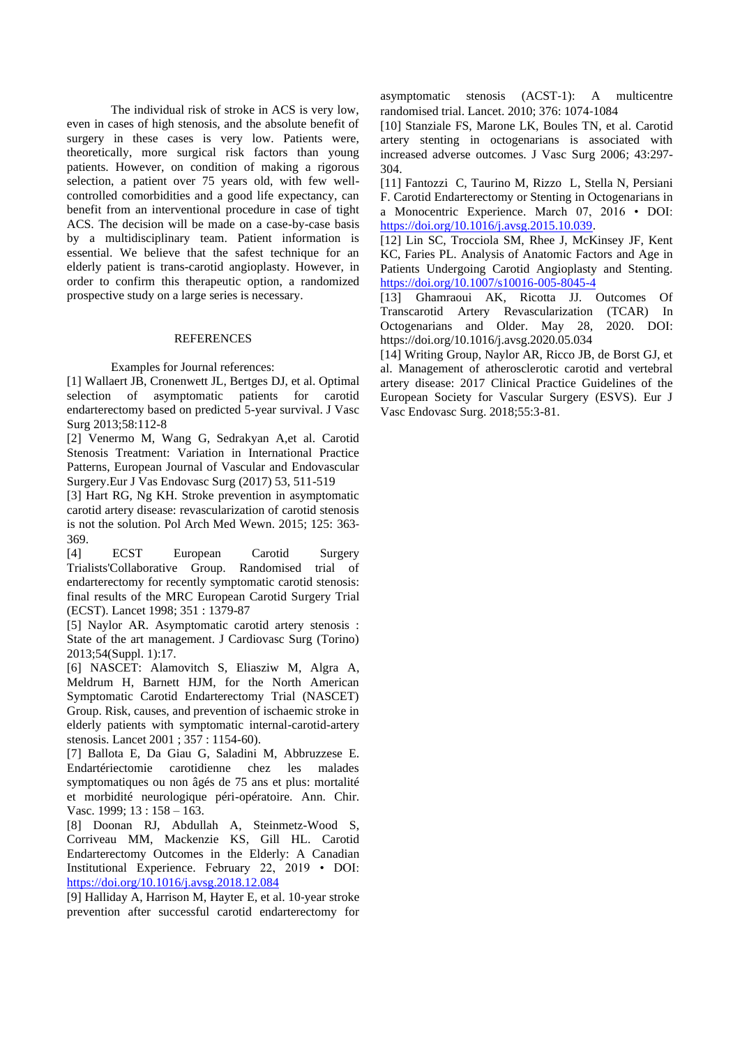The individual risk of stroke in ACS is very low, even in cases of high stenosis, and the absolute benefit of surgery in these cases is very low. Patients were, theoretically, more surgical risk factors than young patients. However, on condition of making a rigorous selection, a patient over 75 years old, with few well-controlled comorbidities and a good life expectancy, can benefit from an interventional procedure in case of tight ACS. The decision will be made on a case-by-case basis by a multidisciplinary team. Patient information is essential. We believe that the safest technique for an elderly patient is trans-carotid angioplasty. However, in order to confirm this therapeutic option, a randomized prospective study on a large series is necessary.

## REFERENCES

Examples for Journal references:

[1] Wallaert JB, Cronenwett JL, Bertges DJ, et al. Optimal selection of asymptomatic patients for carotid endarterectomy based on predicted 5-year survival. J Vasc Surg 2013;58:112-8

[2] Venermo M, Wang G, Sedrakyan A,et al. Carotid Stenosis Treatment: Variation in International Practice Patterns, European Journal of Vascular and Endovascular Surgery.Eur J Vas Endovasc Surg (2017) 53, 511-519

[3] Hart RG, Ng KH. Stroke prevention in asymptomatic carotid artery disease: revascularization of carotid stenosis is not the solution. Pol Arch Med Wewn. 2015; 125: 363-369.

[4] ECST European Carotid Surgery Trialists'Collaborative Group. Randomised trial of endarterectomy for recently symptomatic carotid stenosis: final results of the MRC European Carotid Surgery Trial (ECST). Lancet 1998; 351 : 1379-87

[5] Naylor AR. Asymptomatic carotid artery stenosis : State of the art management. J Cardiovasc Surg (Torino) 2013;54(Suppl. 1):17.

[6] NASCET: Alamovitch S, Eliasziw M, Algra A, Meldrum H, Barnett HJM, for the North American Symptomatic Carotid Endarterectomy Trial (NASCET) Group. Risk, causes, and prevention of ischaemic stroke in elderly patients with symptomatic internal-carotid-artery stenosis. Lancet 2001 ; 357 : 1154-60).

[7] Ballota E, Da Giau G, Saladini M, Abbruzzese E. Endartériectomie carotidienne chez les malades symptomatiques ou non âgés de 75 ans et plus: mortalité et morbidité neurologique péri-opératoire. Ann. Chir. Vasc. 1999; 13 : 158 – 163.

[8] Doonan RJ, Abdullah A, Steinmetz-Wood S, Corriveau MM, Mackenzie KS, Gill HL. Carotid Endarterectomy Outcomes in the Elderly: A Canadian Institutional Experience. February 22, 2019 • DOI: https://doi.org/10.1016/j.avsg.2018.12.084

[9] Halliday A, Harrison M, Hayter E, et al. 10-year stroke prevention after successful carotid endarterectomy for asymptomatic stenosis (ACST-1): A multicentre randomised trial. Lancet. 2010; 376: 1074-1084

[10] Stanziale FS, Marone LK, Boules TN, et al. Carotid artery stenting in octogenarians is associated with increased adverse outcomes. J Vasc Surg 2006; 43:297-304.

[11] Fantozzi C, Taurino M, Rizzo L, Stella N, Persiani F. Carotid Endarterectomy or Stenting in Octogenarians in a Monocentric Experience. March 07, 2016 • DOI: https://doi.org/10.1016/j.avsg.2015.10.039.

[12] Lin SC, Trocciola SM, Rhee J, McKinsey JF, Kent KC, Faries PL. Analysis of Anatomic Factors and Age in Patients Undergoing Carotid Angioplasty and Stenting. https://doi.org/10.1007/s10016-005-8045-4

[13] Ghamraoui AK, Ricotta JJ. Outcomes Of Transcarotid Artery Revascularization (TCAR) In Octogenarians and Older. May 28, 2020. DOI: https://doi.org/10.1016/j.avsg.2020.05.034

[14] Writing Group, Naylor AR, Ricco JB, de Borst GJ, et al. Management of atherosclerotic carotid and vertebral artery disease: 2017 Clinical Practice Guidelines of the European Society for Vascular Surgery (ESVS). Eur J Vasc Endovasc Surg. 2018;55:3-81.